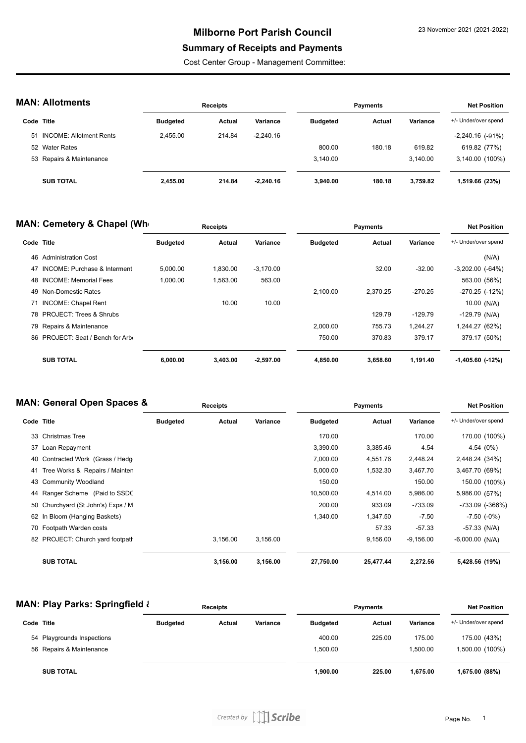# Milborne Port Parish Council

## Summary of Receipts and Payments

Cost Center Group - Management Committee:

23 November 2021 (2021-2022)

### MAN: Allotments

| | | Receipts | | | Payments | | | Net Position |
|---|---|---|---|---|---|---|---|---|
| Code | Title | Budgeted | Actual | Variance | Budgeted | Actual | Variance | +/- Under/over spend |
| 51 | INCOME: Allotment Rents | 2,455.00 | 214.84 | -2,240.16 | | | | -2,240.16 (-91%) |
| 52 | Water Rates | | | | 800.00 | 180.18 | 619.82 | 619.82 (77%) |
| 53 | Repairs & Maintenance | | | | 3,140.00 | | 3,140.00 | 3,140.00 (100%) |
| | **SUB TOTAL** | **2,455.00** | **214.84** | **-2,240.16** | **3,940.00** | **180.18** | **3,759.82** | **1,519.66 (23%)** |

### MAN: Cemetery & Chapel (Wh

| | | Receipts | | | Payments | | | Net Position |
|---|---|---|---|---|---|---|---|---|
| Code | Title | Budgeted | Actual | Variance | Budgeted | Actual | Variance | +/- Under/over spend |
| 46 | Administration Cost | | | | | | | (N/A) |
| 47 | INCOME: Purchase & Interment | 5,000.00 | 1,830.00 | -3,170.00 | | 32.00 | -32.00 | -3,202.00 (-64%) |
| 48 | INCOME: Memorial Fees | 1,000.00 | 1,563.00 | 563.00 | | | | 563.00 (56%) |
| 49 | Non-Domestic Rates | | | | 2,100.00 | 2,370.25 | -270.25 | -270.25 (-12%) |
| 71 | INCOME: Chapel Rent | | 10.00 | 10.00 | | | | 10.00 (N/A) |
| 78 | PROJECT: Trees & Shrubs | | | | | 129.79 | -129.79 | -129.79 (N/A) |
| 79 | Repairs & Maintenance | | | | 2,000.00 | 755.73 | 1,244.27 | 1,244.27 (62%) |
| 86 | PROJECT: Seat / Bench for Arbo | | | | 750.00 | 370.83 | 379.17 | 379.17 (50%) |
| | **SUB TOTAL** | **6,000.00** | **3,403.00** | **-2,597.00** | **4,850.00** | **3,658.60** | **1,191.40** | **-1,405.60 (-12%)** |

### MAN: General Open Spaces &

| | | Receipts | | | Payments | | | Net Position |
|---|---|---|---|---|---|---|---|---|
| Code | Title | Budgeted | Actual | Variance | Budgeted | Actual | Variance | +/- Under/over spend |
| 33 | Christmas Tree | | | | 170.00 | | 170.00 | 170.00 (100%) |
| 37 | Loan Repayment | | | | 3,390.00 | 3,385.46 | 4.54 | 4.54 (0%) |
| 40 | Contracted Work (Grass / Hedg | | | | 7,000.00 | 4,551.76 | 2,448.24 | 2,448.24 (34%) |
| 41 | Tree Works & Repairs / Mainten | | | | 5,000.00 | 1,532.30 | 3,467.70 | 3,467.70 (69%) |
| 43 | Community Woodland | | | | 150.00 | | 150.00 | 150.00 (100%) |
| 44 | Ranger Scheme (Paid to SSDC | | | | 10,500.00 | 4,514.00 | 5,986.00 | 5,986.00 (57%) |
| 50 | Churchyard (St John's) Exps / M | | | | 200.00 | 933.09 | -733.09 | -733.09 (-366%) |
| 62 | In Bloom (Hanging Baskets) | | | | 1,340.00 | 1,347.50 | -7.50 | -7.50 (-0%) |
| 70 | Footpath Warden costs | | | | | 57.33 | -57.33 | -57.33 (N/A) |
| 82 | PROJECT: Church yard footpath | | 3,156.00 | 3,156.00 | | 9,156.00 | -9,156.00 | -6,000.00 (N/A) |
| | **SUB TOTAL** | | **3,156.00** | **3,156.00** | **27,750.00** | **25,477.44** | **2,272.56** | **5,428.56 (19%)** |

### MAN: Play Parks: Springfield &

| | | Receipts | | | Payments | | | Net Position |
|---|---|---|---|---|---|---|---|---|
| Code | Title | Budgeted | Actual | Variance | Budgeted | Actual | Variance | +/- Under/over spend |
| 54 | Playgrounds Inspections | | | | 400.00 | 225.00 | 175.00 | 175.00 (43%) |
| 56 | Repairs & Maintenance | | | | 1,500.00 | | 1,500.00 | 1,500.00 (100%) |
| | **SUB TOTAL** | | | | **1,900.00** | **225.00** | **1,675.00** | **1,675.00 (88%)** |

Created by Scribe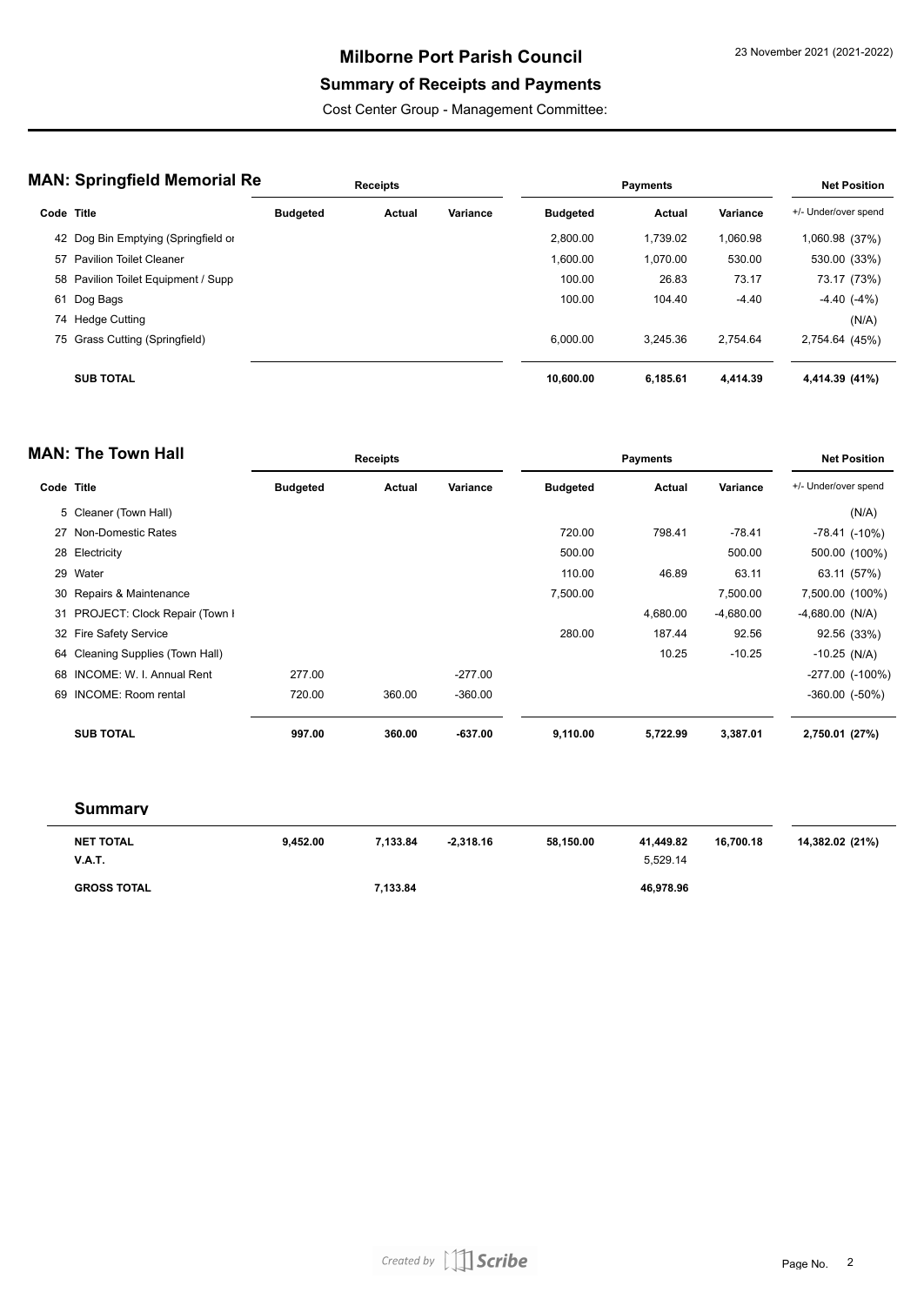# Milborne Port Parish Council

## Summary of Receipts and Payments

Cost Center Group - Management Committee:

### MAN: Springfield Memorial Re

| Code | Title | Receipts Budgeted | Receipts Actual | Receipts Variance | Payments Budgeted | Payments Actual | Payments Variance | Net Position +/- Under/over spend |
|---|---|---|---|---|---|---|---|---|
| 42 | Dog Bin Emptying (Springfield or | | | | 2,800.00 | 1,739.02 | 1,060.98 | 1,060.98 (37%) |
| 57 | Pavilion Toilet Cleaner | | | | 1,600.00 | 1,070.00 | 530.00 | 530.00 (33%) |
| 58 | Pavilion Toilet Equipment / Supp | | | | 100.00 | 26.83 | 73.17 | 73.17 (73%) |
| 61 | Dog Bags | | | | 100.00 | 104.40 | -4.40 | -4.40 (-4%) |
| 74 | Hedge Cutting | | | | | | | (N/A) |
| 75 | Grass Cutting (Springfield) | | | | 6,000.00 | 3,245.36 | 2,754.64 | 2,754.64 (45%) |
| | **SUB TOTAL** | | | | **10,600.00** | **6,185.61** | **4,414.39** | **4,414.39 (41%)** |

### MAN: The Town Hall

| Code | Title | Receipts Budgeted | Receipts Actual | Receipts Variance | Payments Budgeted | Payments Actual | Payments Variance | Net Position +/- Under/over spend |
|---|---|---|---|---|---|---|---|---|
| 5 | Cleaner (Town Hall) | | | | | | | (N/A) |
| 27 | Non-Domestic Rates | | | | 720.00 | 798.41 | -78.41 | -78.41 (-10%) |
| 28 | Electricity | | | | 500.00 | | 500.00 | 500.00 (100%) |
| 29 | Water | | | | 110.00 | 46.89 | 63.11 | 63.11 (57%) |
| 30 | Repairs & Maintenance | | | | 7,500.00 | | 7,500.00 | 7,500.00 (100%) |
| 31 | PROJECT: Clock Repair (Town I | | | | | 4,680.00 | -4,680.00 | -4,680.00 (N/A) |
| 32 | Fire Safety Service | | | | 280.00 | 187.44 | 92.56 | 92.56 (33%) |
| 64 | Cleaning Supplies (Town Hall) | | | | | 10.25 | -10.25 | -10.25 (N/A) |
| 68 | INCOME: W. I. Annual Rent | 277.00 | | -277.00 | | | | -277.00 (-100%) |
| 69 | INCOME: Room rental | 720.00 | 360.00 | -360.00 | | | | -360.00 (-50%) |
| | **SUB TOTAL** | **997.00** | **360.00** | **-637.00** | **9,110.00** | **5,722.99** | **3,387.01** | **2,750.01 (27%)** |

### Summary

| | Receipts Budgeted | Receipts Actual | Receipts Variance | Payments Budgeted | Payments Actual | Payments Variance | Net Position |
|---|---|---|---|---|---|---|---|
| **NET TOTAL** | **9,452.00** | **7,133.84** | **-2,318.16** | **58,150.00** | **41,449.82** | **16,700.18** | **14,382.02 (21%)** |
| **V.A.T.** | | | | | 5,529.14 | | |
| **GROSS TOTAL** | | **7,133.84** | | | **46,978.96** | | |